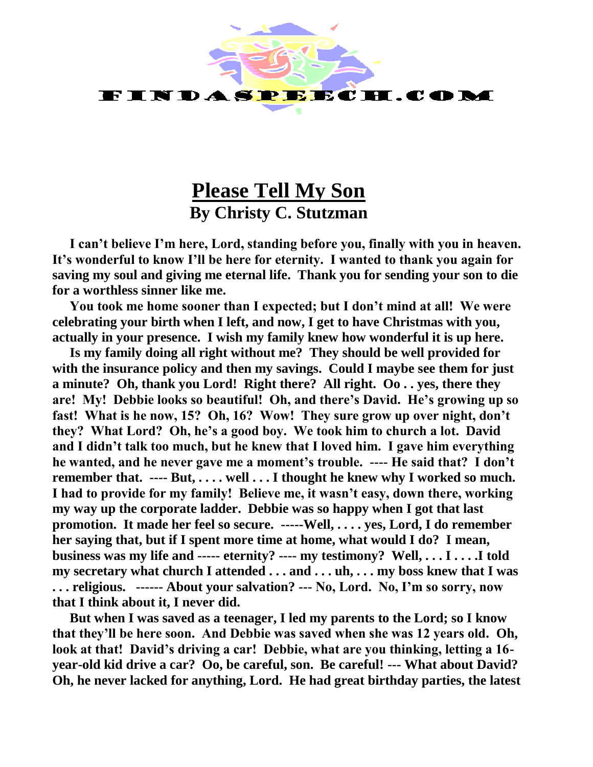# Please Tell My Son

## By Christy C. Stutzman

**I can't believe I'm here, Lord, standing before you, finally with you in heaven. It's wonderful to know I'll be here for eternity. I wanted to thank you again for saving my soul and giving me eternal life. Thank you for sending your son to die for a worthless sinner like me.**

**You took me home sooner than I expected; but I don't mind at all! We were celebrating your birth when I left, and now, I get to have Christmas with you, actually in your presence. I wish my family knew how wonderful it is up here.**

**Is my family doing all right without me? They should be well provided for with the insurance policy and then my savings. Could I maybe see them for just a minute? Oh, thank you Lord! Right there? All right. Oo . . yes, there they are! My! Debbie looks so beautiful! Oh, and there's David. He's growing up so fast! What is he now, 15? Oh, 16? Wow! They sure grow up over night, don't they? What Lord? Oh, he's a good boy. We took him to church a lot. David and I didn't talk too much, but he knew that I loved him. I gave him everything he wanted, and he never gave me a moment's trouble. ---- He said that? I don't remember that. ---- But, . . . . well . . . I thought he knew why I worked so much. I had to provide for my family! Believe me, it wasn't easy, down there, working my way up the corporate ladder. Debbie was so happy when I got that last promotion. It made her feel so secure. -----Well, . . . . yes, Lord, I do remember her saying that, but if I spent more time at home, what would I do? I mean, business was my life and ----- eternity? ---- my testimony? Well, . . . I . . . .I told my secretary what church I attended . . . and . . . uh, . . . my boss knew that I was . . . religious. ------ About your salvation? --- No, Lord. No, I'm so sorry, now that I think about it, I never did.**

**But when I was saved as a teenager, I led my parents to the Lord; so I know that they'll be here soon. And Debbie was saved when she was 12 years old. Oh, look at that! David's driving a car! Debbie, what are you thinking, letting a 16-year-old kid drive a car? Oo, be careful, son. Be careful! --- What about David? Oh, he never lacked for anything, Lord. He had great birthday parties, the latest**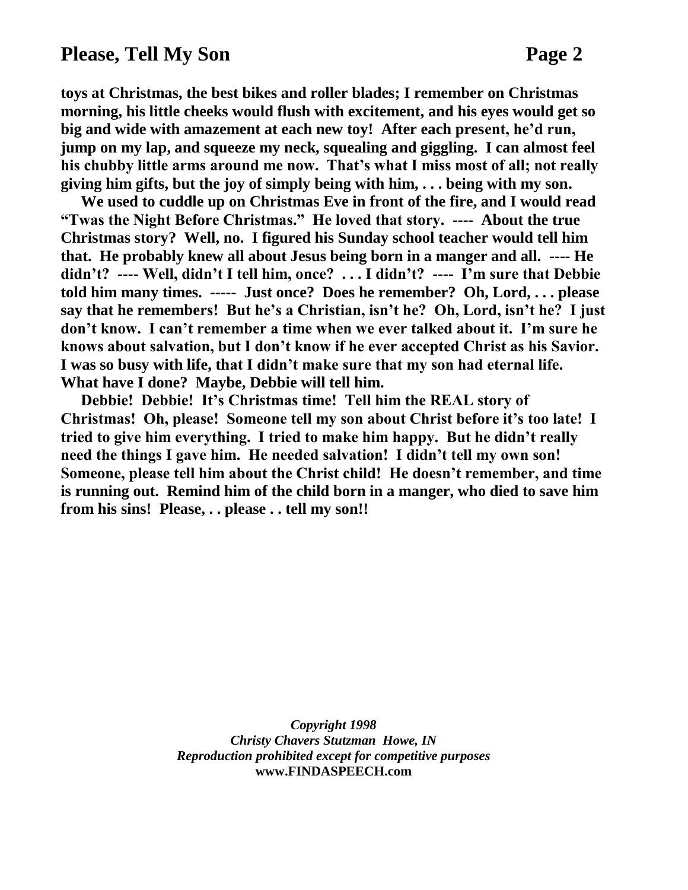**toys at Christmas, the best bikes and roller blades; I remember on Christmas morning, his little cheeks would flush with excitement, and his eyes would get so big and wide with amazement at each new toy! After each present, he'd run, jump on my lap, and squeeze my neck, squealing and giggling. I can almost feel his chubby little arms around me now. That's what I miss most of all; not really giving him gifts, but the joy of simply being with him, . . . being with my son.**

**We used to cuddle up on Christmas Eve in front of the fire, and I would read "Twas the Night Before Christmas." He loved that story. ---- About the true Christmas story? Well, no. I figured his Sunday school teacher would tell him that. He probably knew all about Jesus being born in a manger and all. ---- He didn't? ---- Well, didn't I tell him, once? . . . I didn't? ---- I'm sure that Debbie told him many times. ----- Just once? Does he remember? Oh, Lord, . . . please say that he remembers! But he's a Christian, isn't he? Oh, Lord, isn't he? I just don't know. I can't remember a time when we ever talked about it. I'm sure he knows about salvation, but I don't know if he ever accepted Christ as his Savior. I was so busy with life, that I didn't make sure that my son had eternal life. What have I done? Maybe, Debbie will tell him.**

**Debbie! Debbie! It's Christmas time! Tell him the REAL story of Christmas! Oh, please! Someone tell my son about Christ before it's too late! I tried to give him everything. I tried to make him happy. But he didn't really need the things I gave him. He needed salvation! I didn't tell my own son! Someone, please tell him about the Christ child! He doesn't remember, and time is running out. Remind him of the child born in a manger, who died to save him from his sins! Please, . . please . . tell my son!!**

***Copyright 1998***
***Christy Chavers Stutzman Howe, IN***
***Reproduction prohibited except for competitive purposes***
**www.FINDASPEECH.com**